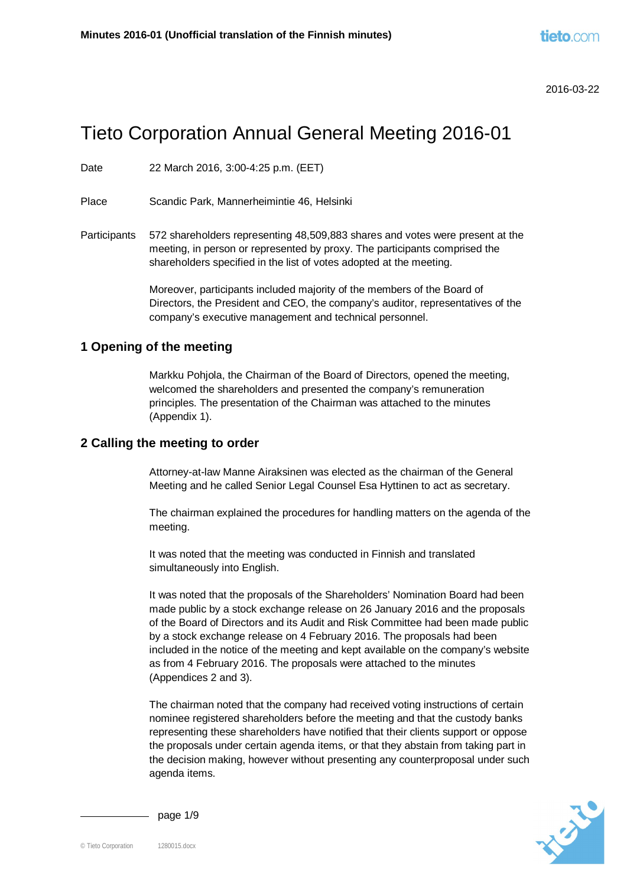2016-03-22

# Tieto Corporation Annual General Meeting 2016-01

Date 22 March 2016, 3:00-4:25 p.m. (EET)

Place Scandic Park, Mannerheimintie 46, Helsinki

Participants 572 shareholders representing 48,509,883 shares and votes were present at the meeting, in person or represented by proxy. The participants comprised the shareholders specified in the list of votes adopted at the meeting.

Moreover, participants included majority of the members of the Board of Directors, the President and CEO, the company's auditor, representatives of the company's executive management and technical personnel.

## 1 Opening of the meeting

Markku Pohjola, the Chairman of the Board of Directors, opened the meeting, welcomed the shareholders and presented the company's remuneration principles. The presentation of the Chairman was attached to the minutes (Appendix 1).

## 2 Calling the meeting to order

Attorney-at-law Manne Airaksinen was elected as the chairman of the General Meeting and he called Senior Legal Counsel Esa Hyttinen to act as secretary.

The chairman explained the procedures for handling matters on the agenda of the meeting.

It was noted that the meeting was conducted in Finnish and translated simultaneously into English.

It was noted that the proposals of the Shareholders' Nomination Board had been made public by a stock exchange release on 26 January 2016 and the proposals of the Board of Directors and its Audit and Risk Committee had been made public by a stock exchange release on 4 February 2016. The proposals had been included in the notice of the meeting and kept available on the company's website as from 4 February 2016. The proposals were attached to the minutes (Appendices 2 and 3).

The chairman noted that the company had received voting instructions of certain nominee registered shareholders before the meeting and that the custody banks representing these shareholders have notified that their clients support or oppose the proposals under certain agenda items, or that they abstain from taking part in the decision making, however without presenting any counterproposal under such agenda items.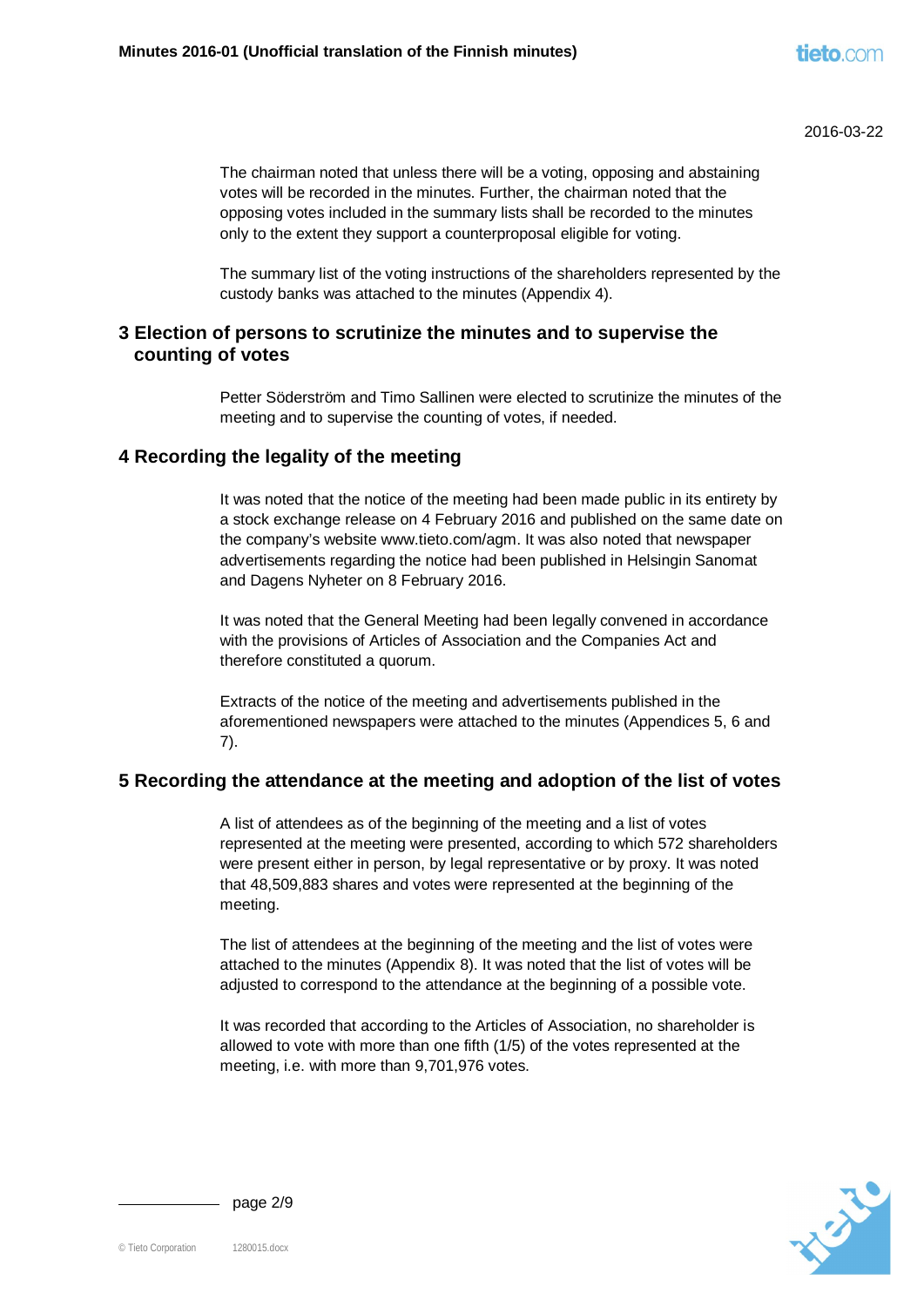The chairman noted that unless there will be a voting, opposing and abstaining votes will be recorded in the minutes. Further, the chairman noted that the opposing votes included in the summary lists shall be recorded to the minutes only to the extent they support a counterproposal eligible for voting.

The summary list of the voting instructions of the shareholders represented by the custody banks was attached to the minutes (Appendix 4).

## 3 Election of persons to scrutinize the minutes and to supervise the counting of votes

Petter Söderström and Timo Sallinen were elected to scrutinize the minutes of the meeting and to supervise the counting of votes, if needed.

## 4 Recording the legality of the meeting

It was noted that the notice of the meeting had been made public in its entirety by a stock exchange release on 4 February 2016 and published on the same date on the company's website www.tieto.com/agm. It was also noted that newspaper advertisements regarding the notice had been published in Helsingin Sanomat and Dagens Nyheter on 8 February 2016.

It was noted that the General Meeting had been legally convened in accordance with the provisions of Articles of Association and the Companies Act and therefore constituted a quorum.

Extracts of the notice of the meeting and advertisements published in the aforementioned newspapers were attached to the minutes (Appendices 5, 6 and 7).

## 5 Recording the attendance at the meeting and adoption of the list of votes

A list of attendees as of the beginning of the meeting and a list of votes represented at the meeting were presented, according to which 572 shareholders were present either in person, by legal representative or by proxy. It was noted that 48,509,883 shares and votes were represented at the beginning of the meeting.

The list of attendees at the beginning of the meeting and the list of votes were attached to the minutes (Appendix 8). It was noted that the list of votes will be adjusted to correspond to the attendance at the beginning of a possible vote.

It was recorded that according to the Articles of Association, no shareholder is allowed to vote with more than one fifth (1/5) of the votes represented at the meeting, i.e. with more than 9,701,976 votes.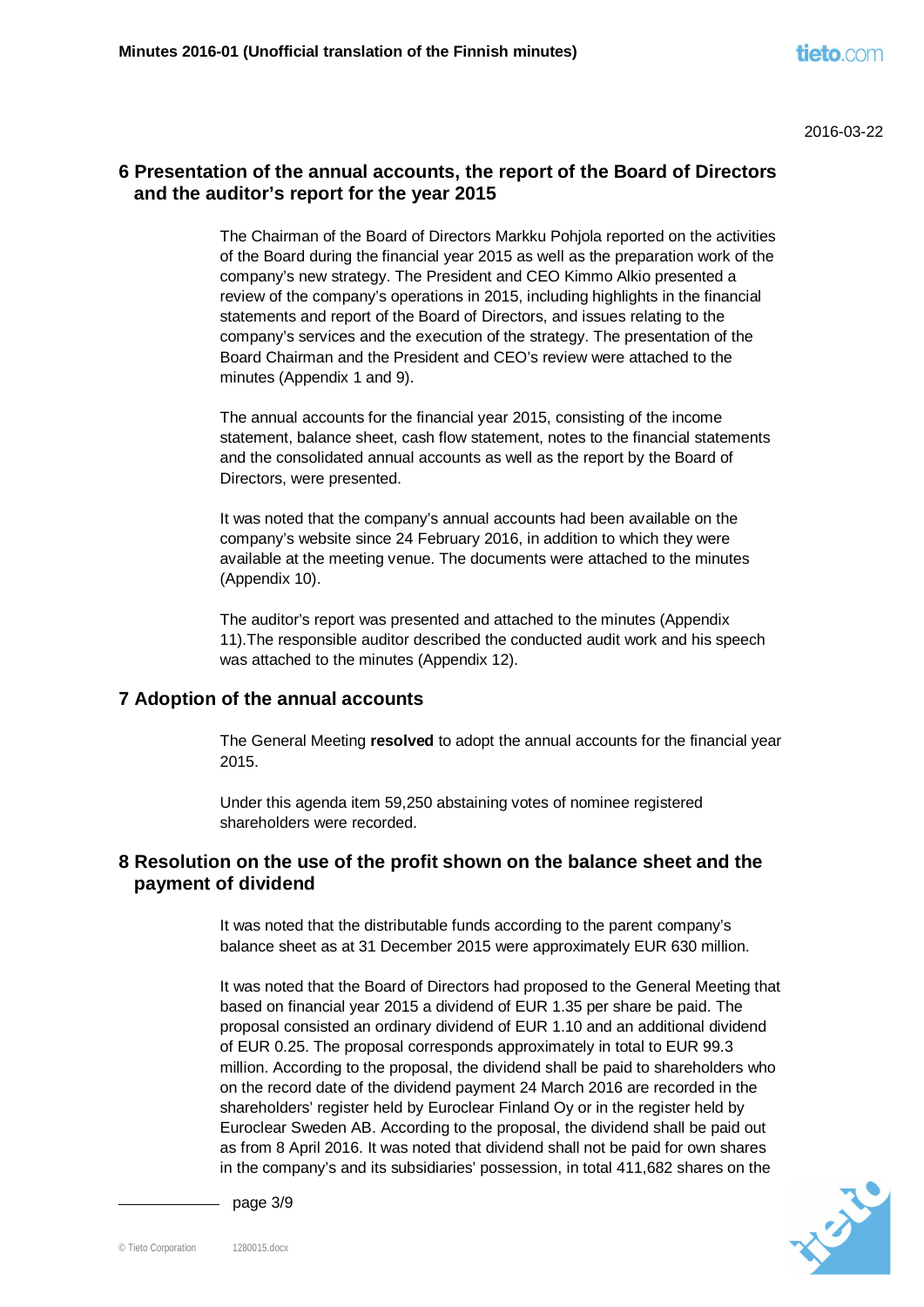## 6 Presentation of the annual accounts, the report of the Board of Directors and the auditor's report for the year 2015

The Chairman of the Board of Directors Markku Pohjola reported on the activities of the Board during the financial year 2015 as well as the preparation work of the company's new strategy. The President and CEO Kimmo Alkio presented a review of the company's operations in 2015, including highlights in the financial statements and report of the Board of Directors, and issues relating to the company's services and the execution of the strategy. The presentation of the Board Chairman and the President and CEO's review were attached to the minutes (Appendix 1 and 9).

The annual accounts for the financial year 2015, consisting of the income statement, balance sheet, cash flow statement, notes to the financial statements and the consolidated annual accounts as well as the report by the Board of Directors, were presented.

It was noted that the company's annual accounts had been available on the company's website since 24 February 2016, in addition to which they were available at the meeting venue. The documents were attached to the minutes (Appendix 10).

The auditor's report was presented and attached to the minutes (Appendix 11).The responsible auditor described the conducted audit work and his speech was attached to the minutes (Appendix 12).

## 7 Adoption of the annual accounts

The General Meeting **resolved** to adopt the annual accounts for the financial year 2015.

Under this agenda item 59,250 abstaining votes of nominee registered shareholders were recorded.

## 8 Resolution on the use of the profit shown on the balance sheet and the payment of dividend

It was noted that the distributable funds according to the parent company's balance sheet as at 31 December 2015 were approximately EUR 630 million.

It was noted that the Board of Directors had proposed to the General Meeting that based on financial year 2015 a dividend of EUR 1.35 per share be paid. The proposal consisted an ordinary dividend of EUR 1.10 and an additional dividend of EUR 0.25. The proposal corresponds approximately in total to EUR 99.3 million. According to the proposal, the dividend shall be paid to shareholders who on the record date of the dividend payment 24 March 2016 are recorded in the shareholders' register held by Euroclear Finland Oy or in the register held by Euroclear Sweden AB. According to the proposal, the dividend shall be paid out as from 8 April 2016. It was noted that dividend shall not be paid for own shares in the company's and its subsidiaries' possession, in total 411,682 shares on the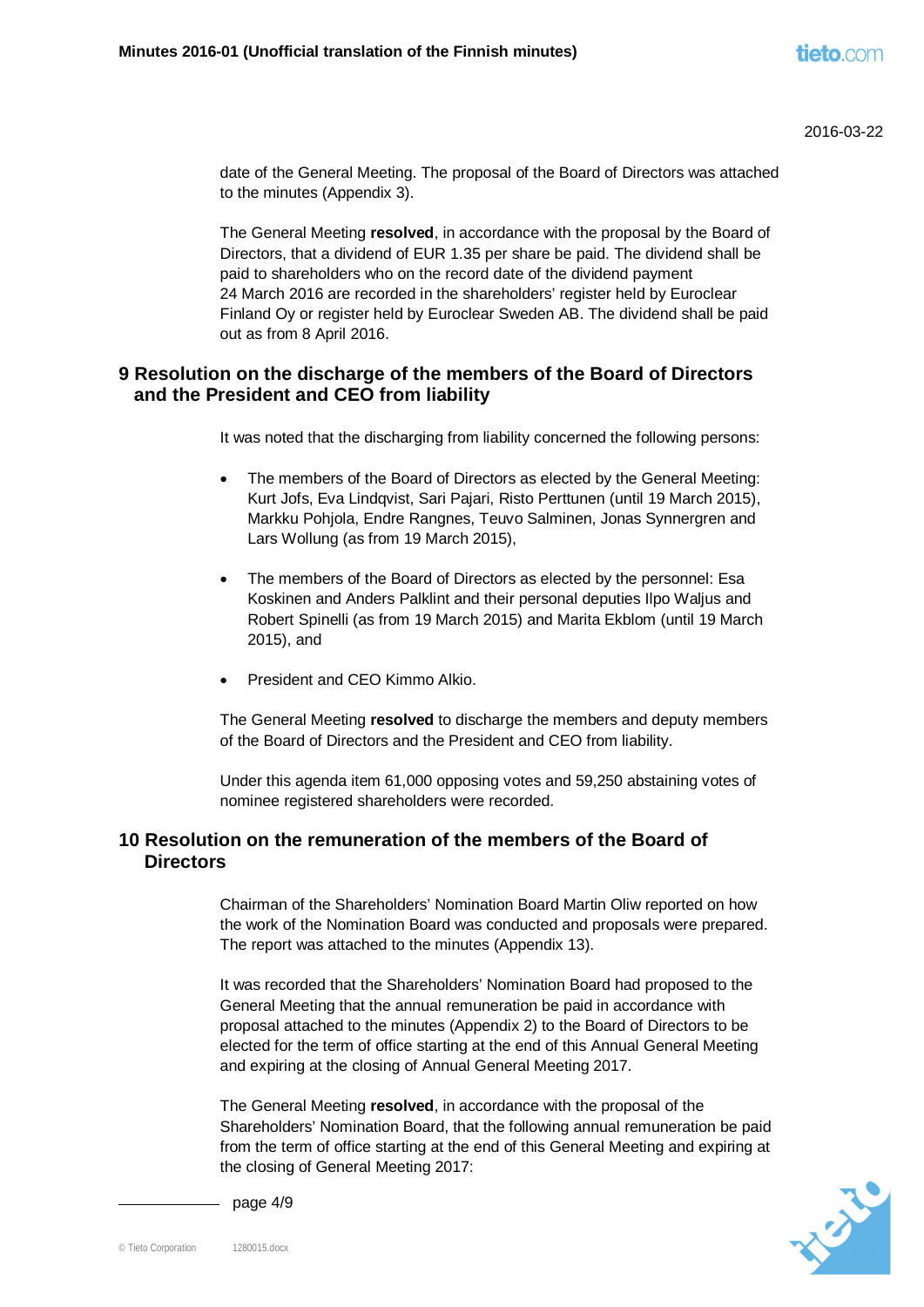date of the General Meeting. The proposal of the Board of Directors was attached to the minutes (Appendix 3).

The General Meeting **resolved**, in accordance with the proposal by the Board of Directors, that a dividend of EUR 1.35 per share be paid. The dividend shall be paid to shareholders who on the record date of the dividend payment 24 March 2016 are recorded in the shareholders' register held by Euroclear Finland Oy or register held by Euroclear Sweden AB. The dividend shall be paid out as from 8 April 2016.

## 9 Resolution on the discharge of the members of the Board of Directors and the President and CEO from liability

It was noted that the discharging from liability concerned the following persons:

- The members of the Board of Directors as elected by the General Meeting: Kurt Jofs, Eva Lindqvist, Sari Pajari, Risto Perttunen (until 19 March 2015), Markku Pohjola, Endre Rangnes, Teuvo Salminen, Jonas Synnergren and Lars Wollung (as from 19 March 2015),
- The members of the Board of Directors as elected by the personnel: Esa Koskinen and Anders Palklint and their personal deputies Ilpo Waljus and Robert Spinelli (as from 19 March 2015) and Marita Ekblom (until 19 March 2015), and
- President and CEO Kimmo Alkio.

The General Meeting **resolved** to discharge the members and deputy members of the Board of Directors and the President and CEO from liability.

Under this agenda item 61,000 opposing votes and 59,250 abstaining votes of nominee registered shareholders were recorded.

## 10 Resolution on the remuneration of the members of the Board of Directors

Chairman of the Shareholders' Nomination Board Martin Oliw reported on how the work of the Nomination Board was conducted and proposals were prepared. The report was attached to the minutes (Appendix 13).

It was recorded that the Shareholders' Nomination Board had proposed to the General Meeting that the annual remuneration be paid in accordance with proposal attached to the minutes (Appendix 2) to the Board of Directors to be elected for the term of office starting at the end of this Annual General Meeting and expiring at the closing of Annual General Meeting 2017.

The General Meeting **resolved**, in accordance with the proposal of the Shareholders' Nomination Board, that the following annual remuneration be paid from the term of office starting at the end of this General Meeting and expiring at the closing of General Meeting 2017: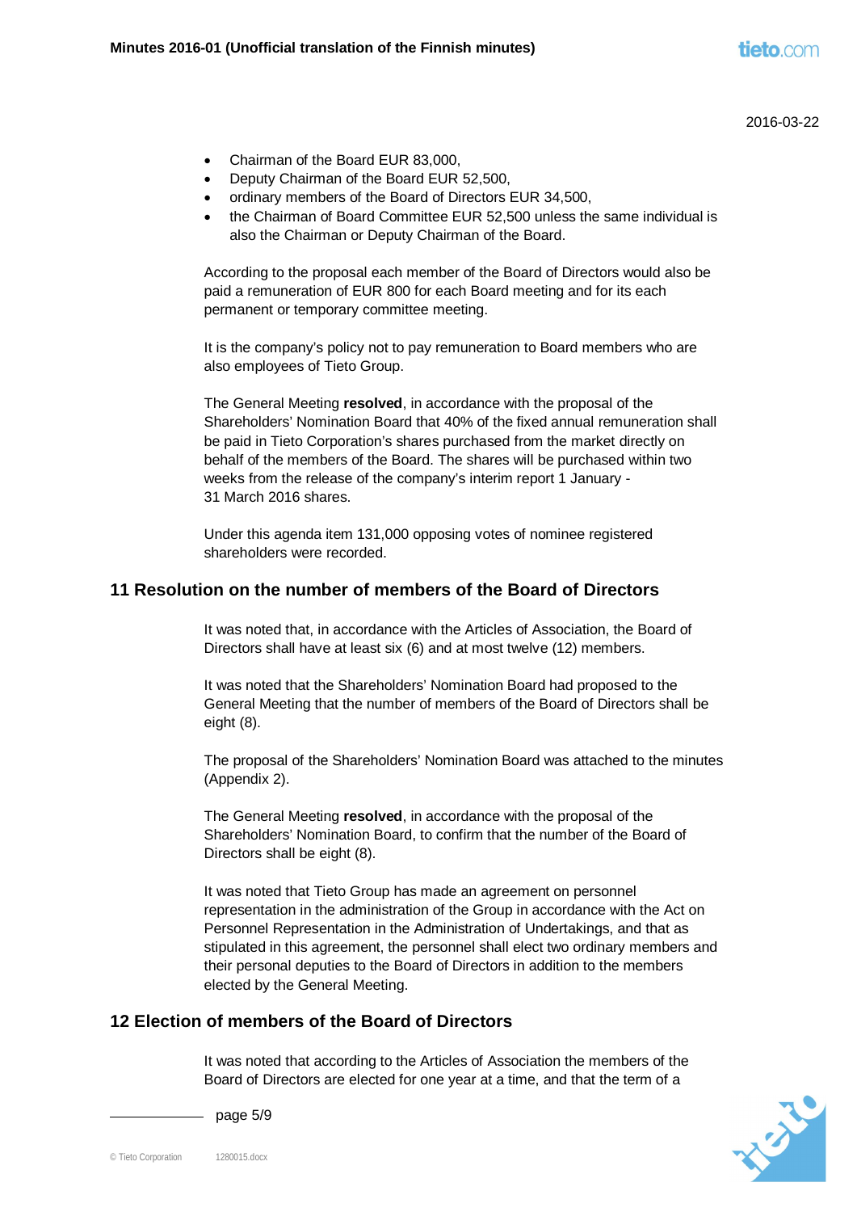- Chairman of the Board EUR 83,000,
- Deputy Chairman of the Board EUR 52,500,
- ordinary members of the Board of Directors EUR 34,500,
- the Chairman of Board Committee EUR 52,500 unless the same individual is also the Chairman or Deputy Chairman of the Board.

According to the proposal each member of the Board of Directors would also be paid a remuneration of EUR 800 for each Board meeting and for its each permanent or temporary committee meeting.

It is the company's policy not to pay remuneration to Board members who are also employees of Tieto Group.

The General Meeting **resolved**, in accordance with the proposal of the Shareholders' Nomination Board that 40% of the fixed annual remuneration shall be paid in Tieto Corporation's shares purchased from the market directly on behalf of the members of the Board. The shares will be purchased within two weeks from the release of the company's interim report 1 January - 31 March 2016 shares.

Under this agenda item 131,000 opposing votes of nominee registered shareholders were recorded.

## 11 Resolution on the number of members of the Board of Directors

It was noted that, in accordance with the Articles of Association, the Board of Directors shall have at least six (6) and at most twelve (12) members.

It was noted that the Shareholders' Nomination Board had proposed to the General Meeting that the number of members of the Board of Directors shall be eight (8).

The proposal of the Shareholders' Nomination Board was attached to the minutes (Appendix 2).

The General Meeting **resolved**, in accordance with the proposal of the Shareholders' Nomination Board, to confirm that the number of the Board of Directors shall be eight (8).

It was noted that Tieto Group has made an agreement on personnel representation in the administration of the Group in accordance with the Act on Personnel Representation in the Administration of Undertakings, and that as stipulated in this agreement, the personnel shall elect two ordinary members and their personal deputies to the Board of Directors in addition to the members elected by the General Meeting.

## 12 Election of members of the Board of Directors

It was noted that according to the Articles of Association the members of the Board of Directors are elected for one year at a time, and that the term of a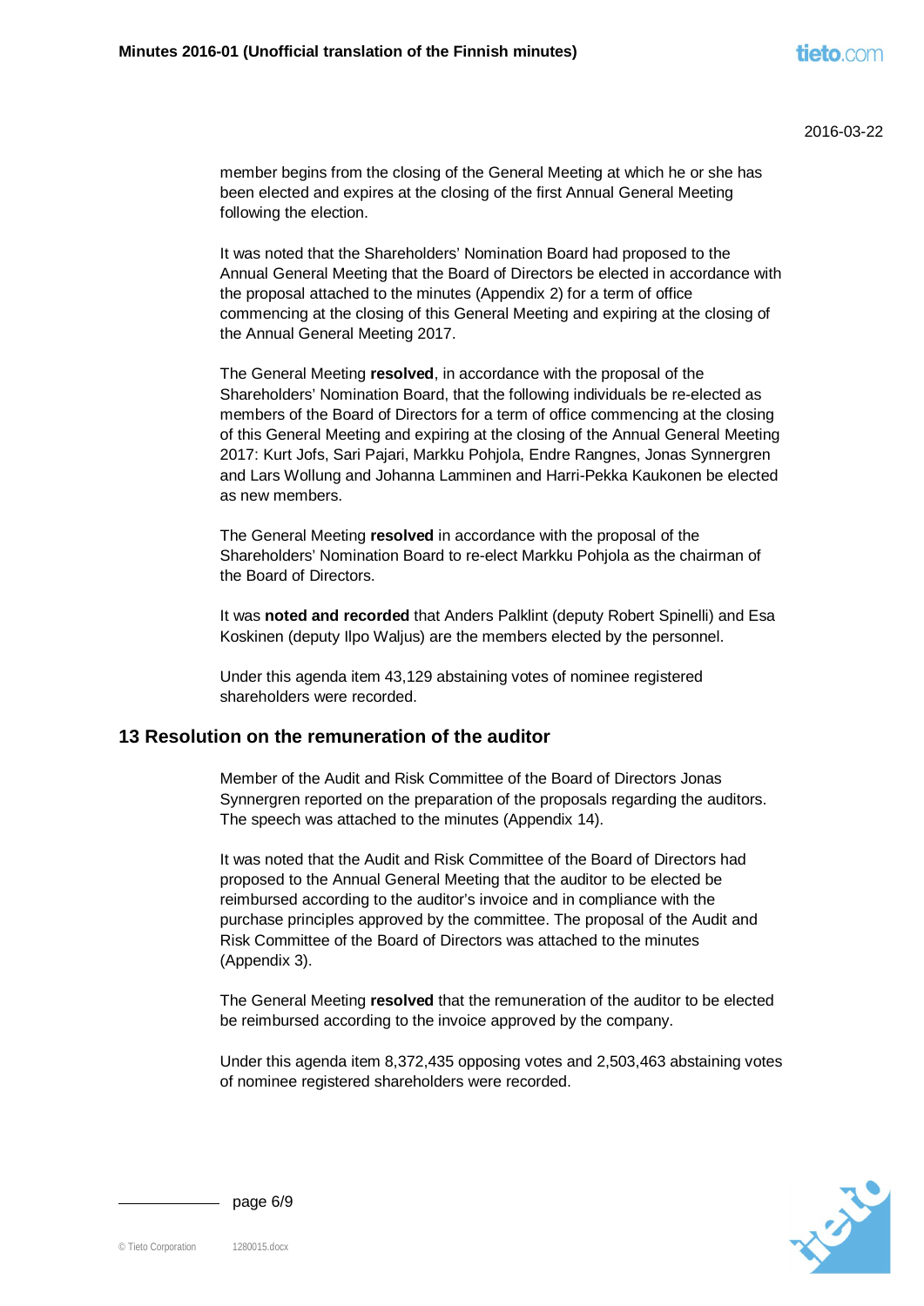member begins from the closing of the General Meeting at which he or she has been elected and expires at the closing of the first Annual General Meeting following the election.

It was noted that the Shareholders' Nomination Board had proposed to the Annual General Meeting that the Board of Directors be elected in accordance with the proposal attached to the minutes (Appendix 2) for a term of office commencing at the closing of this General Meeting and expiring at the closing of the Annual General Meeting 2017.

The General Meeting **resolved**, in accordance with the proposal of the Shareholders' Nomination Board, that the following individuals be re-elected as members of the Board of Directors for a term of office commencing at the closing of this General Meeting and expiring at the closing of the Annual General Meeting 2017: Kurt Jofs, Sari Pajari, Markku Pohjola, Endre Rangnes, Jonas Synnergren and Lars Wollung and Johanna Lamminen and Harri-Pekka Kaukonen be elected as new members.

The General Meeting **resolved** in accordance with the proposal of the Shareholders' Nomination Board to re-elect Markku Pohjola as the chairman of the Board of Directors.

It was **noted and recorded** that Anders Palklint (deputy Robert Spinelli) and Esa Koskinen (deputy Ilpo Waljus) are the members elected by the personnel.

Under this agenda item 43,129 abstaining votes of nominee registered shareholders were recorded.

## 13 Resolution on the remuneration of the auditor

Member of the Audit and Risk Committee of the Board of Directors Jonas Synnergren reported on the preparation of the proposals regarding the auditors. The speech was attached to the minutes (Appendix 14).

It was noted that the Audit and Risk Committee of the Board of Directors had proposed to the Annual General Meeting that the auditor to be elected be reimbursed according to the auditor's invoice and in compliance with the purchase principles approved by the committee. The proposal of the Audit and Risk Committee of the Board of Directors was attached to the minutes (Appendix 3).

The General Meeting **resolved** that the remuneration of the auditor to be elected be reimbursed according to the invoice approved by the company.

Under this agenda item 8,372,435 opposing votes and 2,503,463 abstaining votes of nominee registered shareholders were recorded.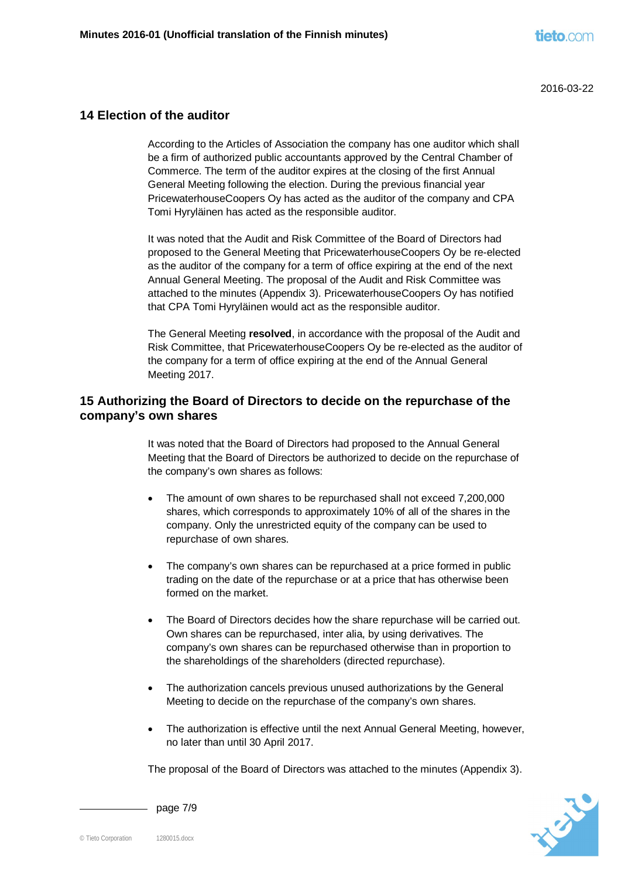## 14 Election of the auditor

According to the Articles of Association the company has one auditor which shall be a firm of authorized public accountants approved by the Central Chamber of Commerce. The term of the auditor expires at the closing of the first Annual General Meeting following the election. During the previous financial year PricewaterhouseCoopers Oy has acted as the auditor of the company and CPA Tomi Hyryläinen has acted as the responsible auditor.

It was noted that the Audit and Risk Committee of the Board of Directors had proposed to the General Meeting that PricewaterhouseCoopers Oy be re-elected as the auditor of the company for a term of office expiring at the end of the next Annual General Meeting. The proposal of the Audit and Risk Committee was attached to the minutes (Appendix 3). PricewaterhouseCoopers Oy has notified that CPA Tomi Hyryläinen would act as the responsible auditor.

The General Meeting **resolved**, in accordance with the proposal of the Audit and Risk Committee, that PricewaterhouseCoopers Oy be re-elected as the auditor of the company for a term of office expiring at the end of the Annual General Meeting 2017.

## 15 Authorizing the Board of Directors to decide on the repurchase of the company's own shares

It was noted that the Board of Directors had proposed to the Annual General Meeting that the Board of Directors be authorized to decide on the repurchase of the company's own shares as follows:

- The amount of own shares to be repurchased shall not exceed 7,200,000 shares, which corresponds to approximately 10% of all of the shares in the company. Only the unrestricted equity of the company can be used to repurchase of own shares.
- The company's own shares can be repurchased at a price formed in public trading on the date of the repurchase or at a price that has otherwise been formed on the market.
- The Board of Directors decides how the share repurchase will be carried out. Own shares can be repurchased, inter alia, by using derivatives. The company's own shares can be repurchased otherwise than in proportion to the shareholdings of the shareholders (directed repurchase).
- The authorization cancels previous unused authorizations by the General Meeting to decide on the repurchase of the company's own shares.
- The authorization is effective until the next Annual General Meeting, however, no later than until 30 April 2017.

The proposal of the Board of Directors was attached to the minutes (Appendix 3).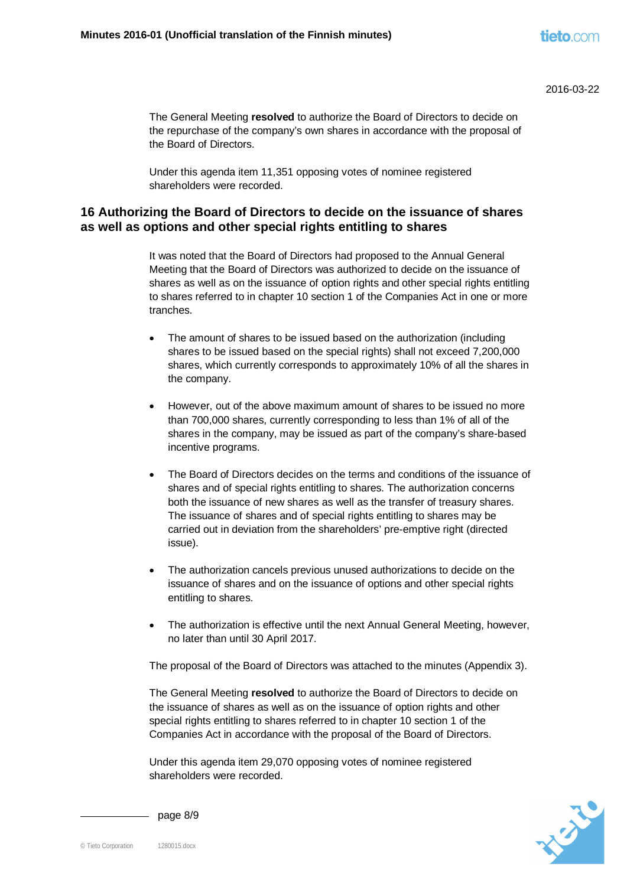The General Meeting **resolved** to authorize the Board of Directors to decide on the repurchase of the company's own shares in accordance with the proposal of the Board of Directors.

Under this agenda item 11,351 opposing votes of nominee registered shareholders were recorded.

## 16 Authorizing the Board of Directors to decide on the issuance of shares as well as options and other special rights entitling to shares

It was noted that the Board of Directors had proposed to the Annual General Meeting that the Board of Directors was authorized to decide on the issuance of shares as well as on the issuance of option rights and other special rights entitling to shares referred to in chapter 10 section 1 of the Companies Act in one or more tranches.

- The amount of shares to be issued based on the authorization (including shares to be issued based on the special rights) shall not exceed 7,200,000 shares, which currently corresponds to approximately 10% of all the shares in the company.
- However, out of the above maximum amount of shares to be issued no more than 700,000 shares, currently corresponding to less than 1% of all of the shares in the company, may be issued as part of the company's share-based incentive programs.
- The Board of Directors decides on the terms and conditions of the issuance of shares and of special rights entitling to shares. The authorization concerns both the issuance of new shares as well as the transfer of treasury shares. The issuance of shares and of special rights entitling to shares may be carried out in deviation from the shareholders' pre-emptive right (directed issue).
- The authorization cancels previous unused authorizations to decide on the issuance of shares and on the issuance of options and other special rights entitling to shares.
- The authorization is effective until the next Annual General Meeting, however, no later than until 30 April 2017.

The proposal of the Board of Directors was attached to the minutes (Appendix 3).

The General Meeting **resolved** to authorize the Board of Directors to decide on the issuance of shares as well as on the issuance of option rights and other special rights entitling to shares referred to in chapter 10 section 1 of the Companies Act in accordance with the proposal of the Board of Directors.

Under this agenda item 29,070 opposing votes of nominee registered shareholders were recorded.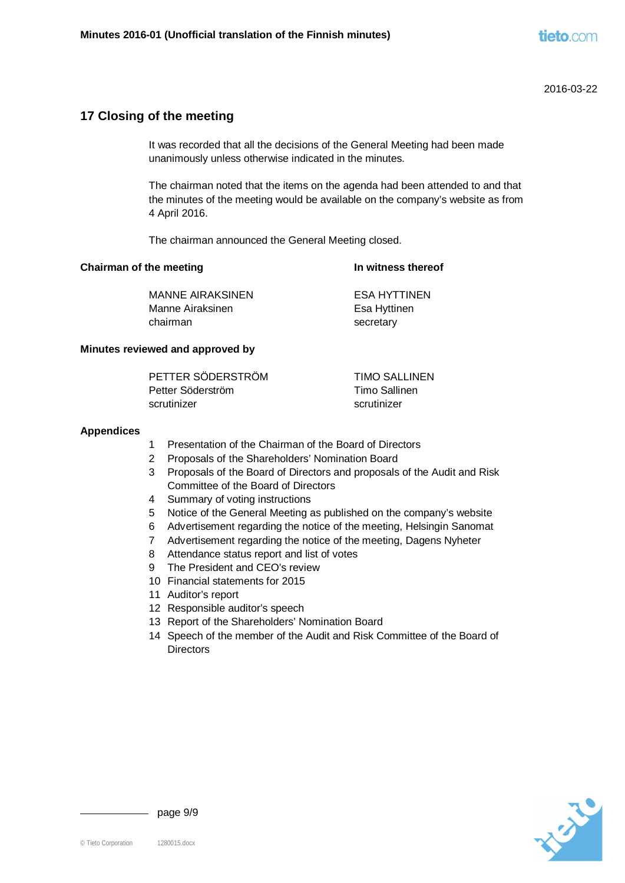2016-03-22

## 17 Closing of the meeting

It was recorded that all the decisions of the General Meeting had been made unanimously unless otherwise indicated in the minutes.

The chairman noted that the items on the agenda had been attended to and that the minutes of the meeting would be available on the company's website as from 4 April 2016.

The chairman announced the General Meeting closed.

| **Chairman of the meeting** | **In witness thereof** |
| --- | --- |
| MANNE AIRAKSINEN<br>Manne Airaksinen<br>chairman | ESA HYTTINEN<br>Esa Hyttinen<br>secretary |

**Minutes reviewed and approved by**

| | |
| --- | --- |
| PETTER SÖDERSTRÖM<br>Petter Söderström<br>scrutinizer | TIMO SALLINEN<br>Timo Sallinen<br>scrutinizer |

**Appendices**

1. Presentation of the Chairman of the Board of Directors
2. Proposals of the Shareholders' Nomination Board
3. Proposals of the Board of Directors and proposals of the Audit and Risk Committee of the Board of Directors
4. Summary of voting instructions
5. Notice of the General Meeting as published on the company's website
6. Advertisement regarding the notice of the meeting, Helsingin Sanomat
7. Advertisement regarding the notice of the meeting, Dagens Nyheter
8. Attendance status report and list of votes
9. The President and CEO's review
10. Financial statements for 2015
11. Auditor's report
12. Responsible auditor's speech
13. Report of the Shareholders' Nomination Board
14. Speech of the member of the Audit and Risk Committee of the Board of Directors